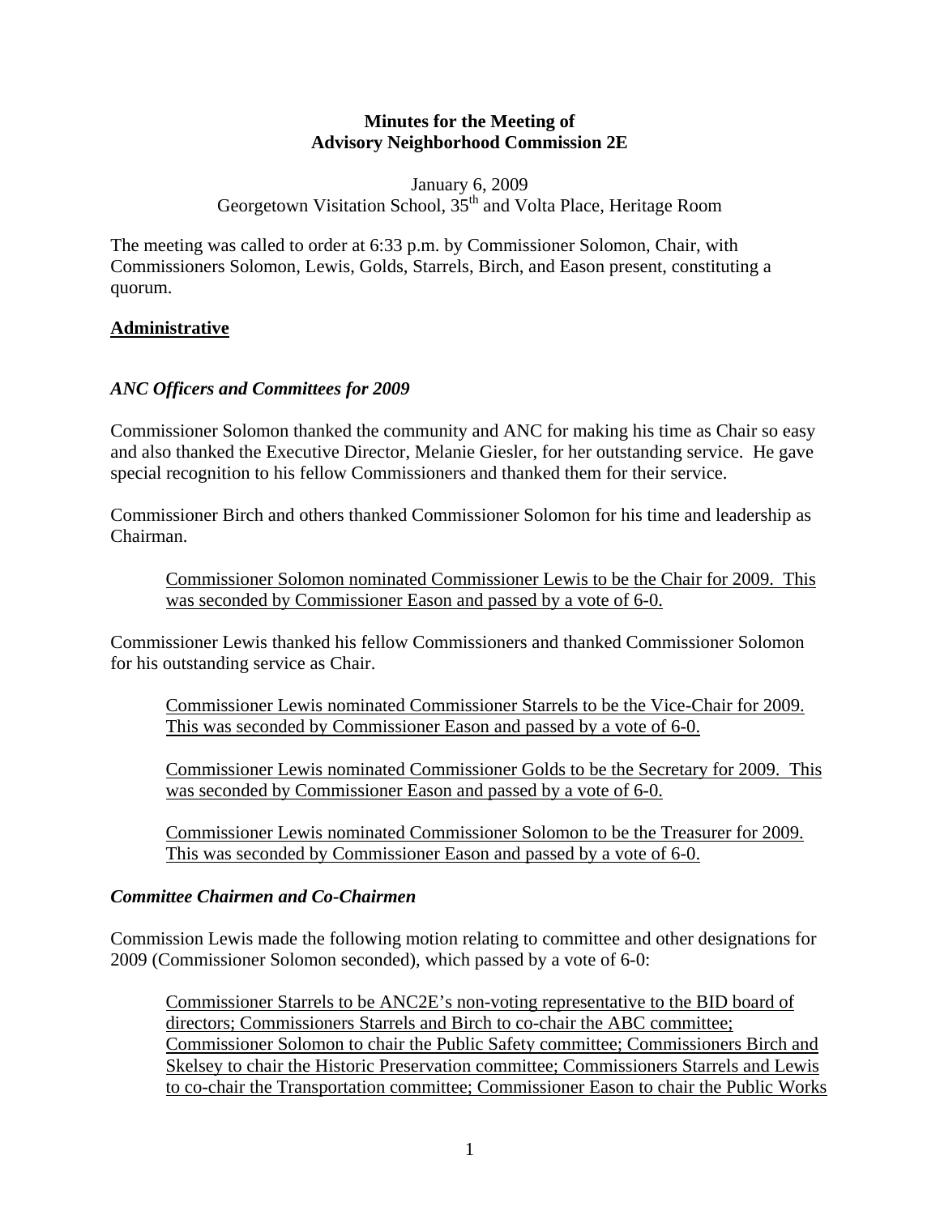**Minutes for the Meeting of**
**Advisory Neighborhood Commission 2E**

January 6, 2009
Georgetown Visitation School, 35th and Volta Place, Heritage Room

The meeting was called to order at 6:33 p.m. by Commissioner Solomon, Chair, with Commissioners Solomon, Lewis, Golds, Starrels, Birch, and Eason present, constituting a quorum.

## Administrative

### *ANC Officers and Committees for 2009*

Commissioner Solomon thanked the community and ANC for making his time as Chair so easy and also thanked the Executive Director, Melanie Giesler, for her outstanding service. He gave special recognition to his fellow Commissioners and thanked them for their service.

Commissioner Birch and others thanked Commissioner Solomon for his time and leadership as Chairman.

> Commissioner Solomon nominated Commissioner Lewis to be the Chair for 2009. This was seconded by Commissioner Eason and passed by a vote of 6-0.

Commissioner Lewis thanked his fellow Commissioners and thanked Commissioner Solomon for his outstanding service as Chair.

> Commissioner Lewis nominated Commissioner Starrels to be the Vice-Chair for 2009. This was seconded by Commissioner Eason and passed by a vote of 6-0.
>
> Commissioner Lewis nominated Commissioner Golds to be the Secretary for 2009. This was seconded by Commissioner Eason and passed by a vote of 6-0.
>
> Commissioner Lewis nominated Commissioner Solomon to be the Treasurer for 2009. This was seconded by Commissioner Eason and passed by a vote of 6-0.

### *Committee Chairmen and Co-Chairmen*

Commission Lewis made the following motion relating to committee and other designations for 2009 (Commissioner Solomon seconded), which passed by a vote of 6-0:

> Commissioner Starrels to be ANC2E's non-voting representative to the BID board of directors; Commissioners Starrels and Birch to co-chair the ABC committee; Commissioner Solomon to chair the Public Safety committee; Commissioners Birch and Skelsey to chair the Historic Preservation committee; Commissioners Starrels and Lewis to co-chair the Transportation committee; Commissioner Eason to chair the Public Works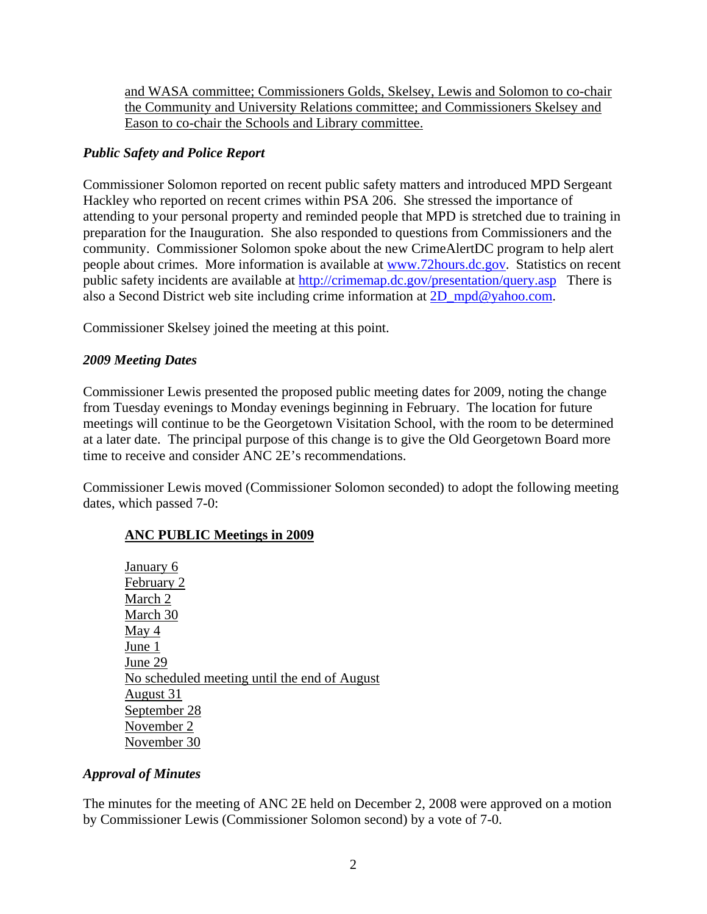and WASA committee; Commissioners Golds, Skelsey, Lewis and Solomon to co-chair the Community and University Relations committee; and Commissioners Skelsey and Eason to co-chair the Schools and Library committee.

### *Public Safety and Police Report*

Commissioner Solomon reported on recent public safety matters and introduced MPD Sergeant Hackley who reported on recent crimes within PSA 206. She stressed the importance of attending to your personal property and reminded people that MPD is stretched due to training in preparation for the Inauguration. She also responded to questions from Commissioners and the community. Commissioner Solomon spoke about the new CrimeAlertDC program to help alert people about crimes. More information is available at www.72hours.dc.gov. Statistics on recent public safety incidents are available at http://crimemap.dc.gov/presentation/query.asp There is also a Second District web site including crime information at 2D_mpd@yahoo.com.

Commissioner Skelsey joined the meeting at this point.

### *2009 Meeting Dates*

Commissioner Lewis presented the proposed public meeting dates for 2009, noting the change from Tuesday evenings to Monday evenings beginning in February. The location for future meetings will continue to be the Georgetown Visitation School, with the room to be determined at a later date. The principal purpose of this change is to give the Old Georgetown Board more time to receive and consider ANC 2E's recommendations.

Commissioner Lewis moved (Commissioner Solomon seconded) to adopt the following meeting dates, which passed 7-0:

**ANC PUBLIC Meetings in 2009**

January 6
February 2
March 2
March 30
May 4
June 1
June 29
No scheduled meeting until the end of August
August 31
September 28
November 2
November 30

### *Approval of Minutes*

The minutes for the meeting of ANC 2E held on December 2, 2008 were approved on a motion by Commissioner Lewis (Commissioner Solomon second) by a vote of 7-0.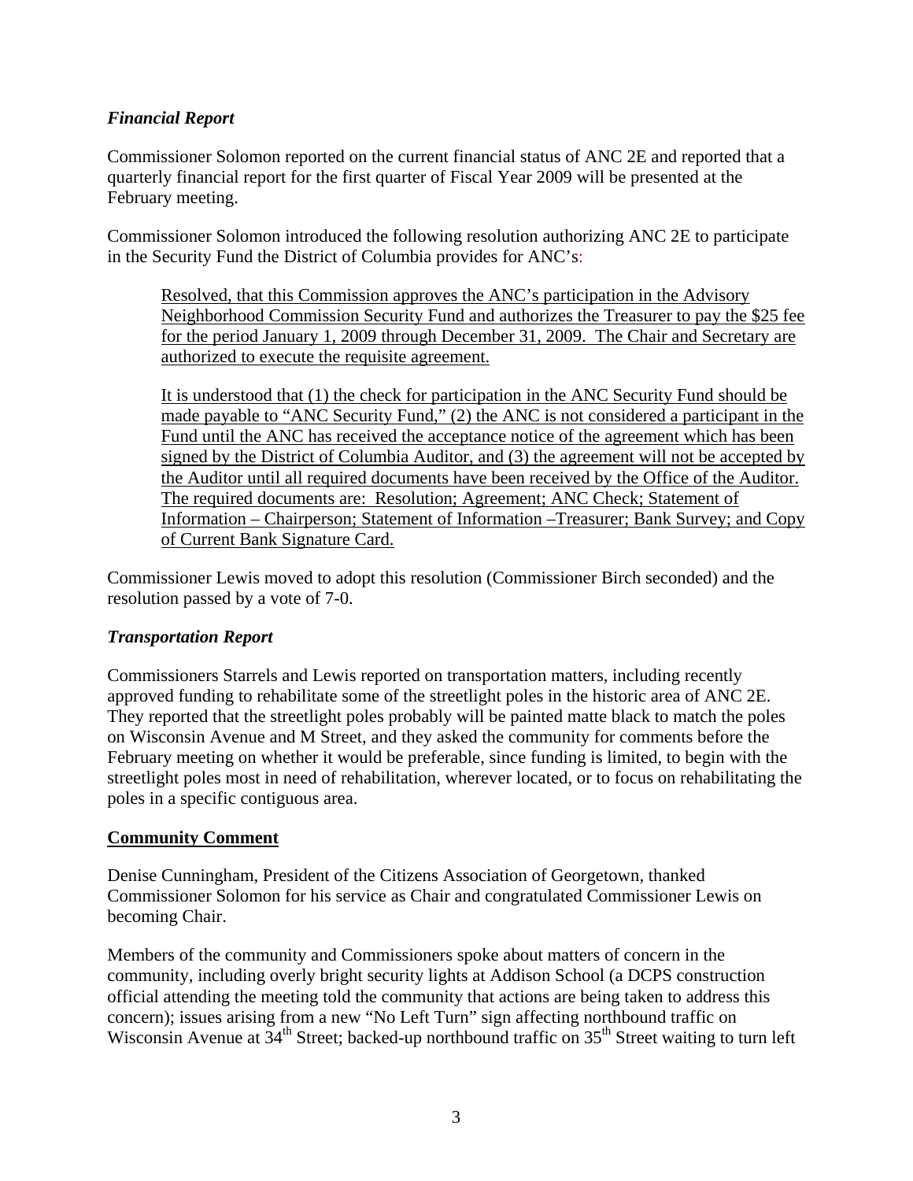### *Financial Report*

Commissioner Solomon reported on the current financial status of ANC 2E and reported that a quarterly financial report for the first quarter of Fiscal Year 2009 will be presented at the February meeting.

Commissioner Solomon introduced the following resolution authorizing ANC 2E to participate in the Security Fund the District of Columbia provides for ANC's:

> Resolved, that this Commission approves the ANC's participation in the Advisory Neighborhood Commission Security Fund and authorizes the Treasurer to pay the $25 fee for the period January 1, 2009 through December 31, 2009. The Chair and Secretary are authorized to execute the requisite agreement.
>
> It is understood that (1) the check for participation in the ANC Security Fund should be made payable to "ANC Security Fund," (2) the ANC is not considered a participant in the Fund until the ANC has received the acceptance notice of the agreement which has been signed by the District of Columbia Auditor, and (3) the agreement will not be accepted by the Auditor until all required documents have been received by the Office of the Auditor. The required documents are: Resolution; Agreement; ANC Check; Statement of Information – Chairperson; Statement of Information –Treasurer; Bank Survey; and Copy of Current Bank Signature Card.

Commissioner Lewis moved to adopt this resolution (Commissioner Birch seconded) and the resolution passed by a vote of 7-0.

### *Transportation Report*

Commissioners Starrels and Lewis reported on transportation matters, including recently approved funding to rehabilitate some of the streetlight poles in the historic area of ANC 2E. They reported that the streetlight poles probably will be painted matte black to match the poles on Wisconsin Avenue and M Street, and they asked the community for comments before the February meeting on whether it would be preferable, since funding is limited, to begin with the streetlight poles most in need of rehabilitation, wherever located, or to focus on rehabilitating the poles in a specific contiguous area.

## Community Comment

Denise Cunningham, President of the Citizens Association of Georgetown, thanked Commissioner Solomon for his service as Chair and congratulated Commissioner Lewis on becoming Chair.

Members of the community and Commissioners spoke about matters of concern in the community, including overly bright security lights at Addison School (a DCPS construction official attending the meeting told the community that actions are being taken to address this concern); issues arising from a new "No Left Turn" sign affecting northbound traffic on Wisconsin Avenue at 34th Street; backed-up northbound traffic on 35th Street waiting to turn left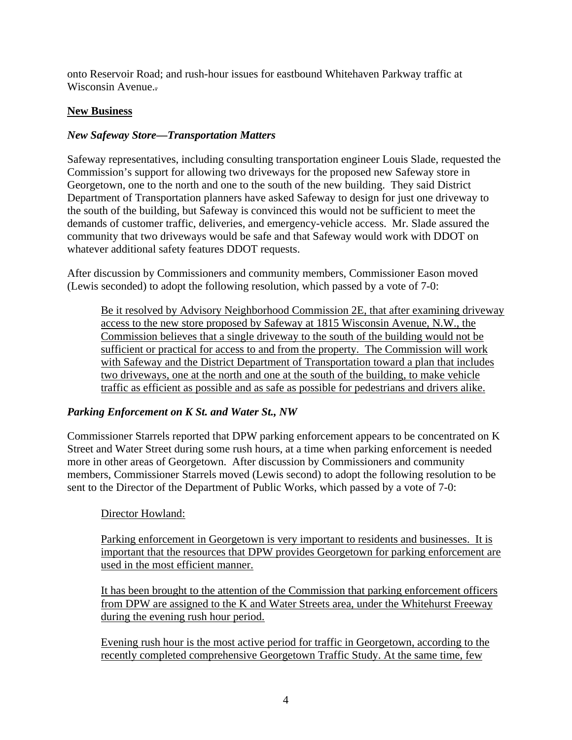onto Reservoir Road; and rush-hour issues for eastbound Whitehaven Parkway traffic at Wisconsin Avenue.

## New Business

### *New Safeway Store—Transportation Matters*

Safeway representatives, including consulting transportation engineer Louis Slade, requested the Commission's support for allowing two driveways for the proposed new Safeway store in Georgetown, one to the north and one to the south of the new building. They said District Department of Transportation planners have asked Safeway to design for just one driveway to the south of the building, but Safeway is convinced this would not be sufficient to meet the demands of customer traffic, deliveries, and emergency-vehicle access. Mr. Slade assured the community that two driveways would be safe and that Safeway would work with DDOT on whatever additional safety features DDOT requests.

After discussion by Commissioners and community members, Commissioner Eason moved (Lewis seconded) to adopt the following resolution, which passed by a vote of 7-0:

> Be it resolved by Advisory Neighborhood Commission 2E, that after examining driveway access to the new store proposed by Safeway at 1815 Wisconsin Avenue, N.W., the Commission believes that a single driveway to the south of the building would not be sufficient or practical for access to and from the property. The Commission will work with Safeway and the District Department of Transportation toward a plan that includes two driveways, one at the north and one at the south of the building, to make vehicle traffic as efficient as possible and as safe as possible for pedestrians and drivers alike.

### *Parking Enforcement on K St. and Water St., NW*

Commissioner Starrels reported that DPW parking enforcement appears to be concentrated on K Street and Water Street during some rush hours, at a time when parking enforcement is needed more in other areas of Georgetown. After discussion by Commissioners and community members, Commissioner Starrels moved (Lewis second) to adopt the following resolution to be sent to the Director of the Department of Public Works, which passed by a vote of 7-0:

> Director Howland:
>
> Parking enforcement in Georgetown is very important to residents and businesses. It is important that the resources that DPW provides Georgetown for parking enforcement are used in the most efficient manner.
>
> It has been brought to the attention of the Commission that parking enforcement officers from DPW are assigned to the K and Water Streets area, under the Whitehurst Freeway during the evening rush hour period.
>
> Evening rush hour is the most active period for traffic in Georgetown, according to the recently completed comprehensive Georgetown Traffic Study. At the same time, few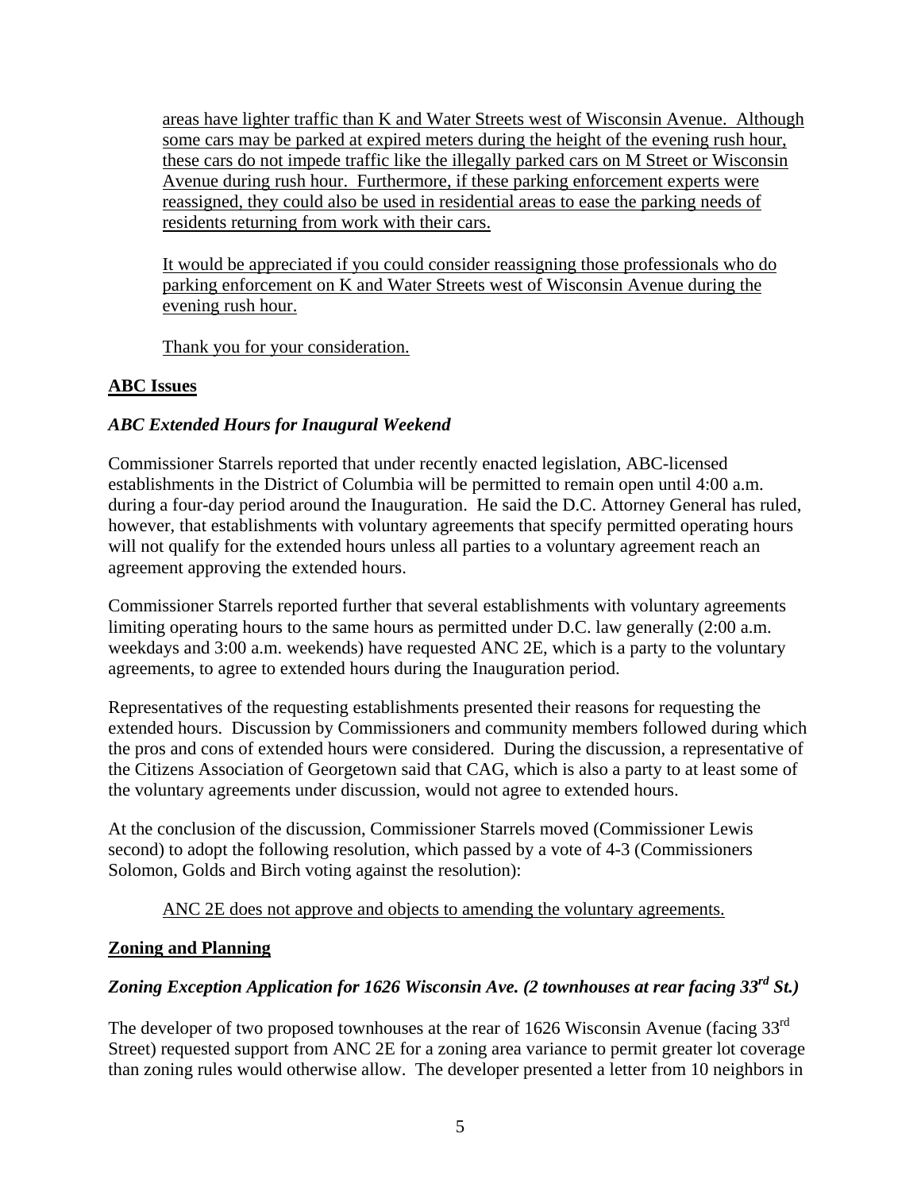areas have lighter traffic than K and Water Streets west of Wisconsin Avenue. Although some cars may be parked at expired meters during the height of the evening rush hour, these cars do not impede traffic like the illegally parked cars on M Street or Wisconsin Avenue during rush hour. Furthermore, if these parking enforcement experts were reassigned, they could also be used in residential areas to ease the parking needs of residents returning from work with their cars.

It would be appreciated if you could consider reassigning those professionals who do parking enforcement on K and Water Streets west of Wisconsin Avenue during the evening rush hour.

Thank you for your consideration.

## ABC Issues

### *ABC Extended Hours for Inaugural Weekend*

Commissioner Starrels reported that under recently enacted legislation, ABC-licensed establishments in the District of Columbia will be permitted to remain open until 4:00 a.m. during a four-day period around the Inauguration. He said the D.C. Attorney General has ruled, however, that establishments with voluntary agreements that specify permitted operating hours will not qualify for the extended hours unless all parties to a voluntary agreement reach an agreement approving the extended hours.

Commissioner Starrels reported further that several establishments with voluntary agreements limiting operating hours to the same hours as permitted under D.C. law generally (2:00 a.m. weekdays and 3:00 a.m. weekends) have requested ANC 2E, which is a party to the voluntary agreements, to agree to extended hours during the Inauguration period.

Representatives of the requesting establishments presented their reasons for requesting the extended hours. Discussion by Commissioners and community members followed during which the pros and cons of extended hours were considered. During the discussion, a representative of the Citizens Association of Georgetown said that CAG, which is also a party to at least some of the voluntary agreements under discussion, would not agree to extended hours.

At the conclusion of the discussion, Commissioner Starrels moved (Commissioner Lewis second) to adopt the following resolution, which passed by a vote of 4-3 (Commissioners Solomon, Golds and Birch voting against the resolution):

ANC 2E does not approve and objects to amending the voluntary agreements.

## Zoning and Planning

### *Zoning Exception Application for 1626 Wisconsin Ave. (2 townhouses at rear facing 33rd St.)*

The developer of two proposed townhouses at the rear of 1626 Wisconsin Avenue (facing 33rd Street) requested support from ANC 2E for a zoning area variance to permit greater lot coverage than zoning rules would otherwise allow. The developer presented a letter from 10 neighbors in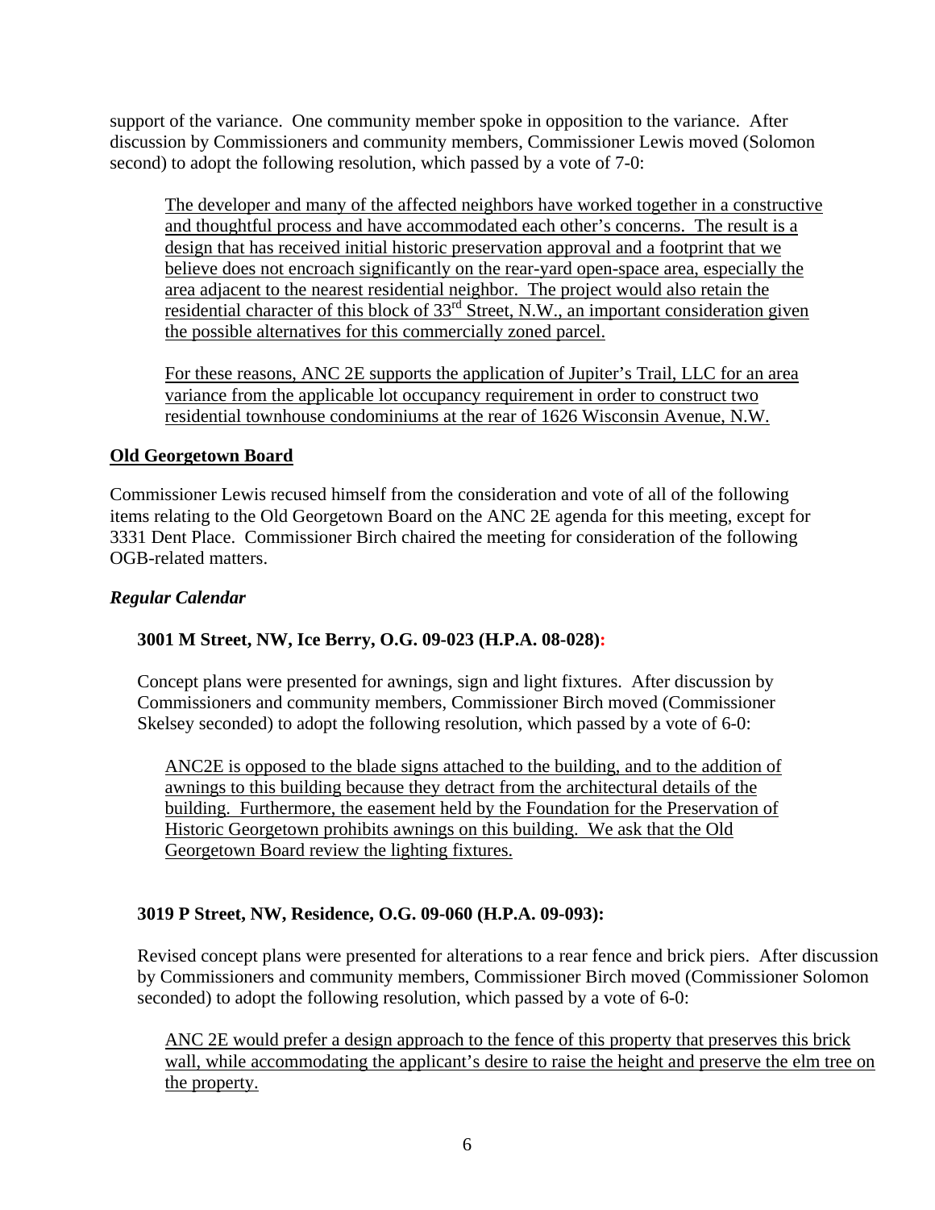support of the variance. One community member spoke in opposition to the variance. After discussion by Commissioners and community members, Commissioner Lewis moved (Solomon second) to adopt the following resolution, which passed by a vote of 7-0:

> The developer and many of the affected neighbors have worked together in a constructive and thoughtful process and have accommodated each other's concerns. The result is a design that has received initial historic preservation approval and a footprint that we believe does not encroach significantly on the rear-yard open-space area, especially the area adjacent to the nearest residential neighbor. The project would also retain the residential character of this block of 33rd Street, N.W., an important consideration given the possible alternatives for this commercially zoned parcel.
>
> For these reasons, ANC 2E supports the application of Jupiter's Trail, LLC for an area variance from the applicable lot occupancy requirement in order to construct two residential townhouse condominiums at the rear of 1626 Wisconsin Avenue, N.W.

## Old Georgetown Board

Commissioner Lewis recused himself from the consideration and vote of all of the following items relating to the Old Georgetown Board on the ANC 2E agenda for this meeting, except for 3331 Dent Place. Commissioner Birch chaired the meeting for consideration of the following OGB-related matters.

### *Regular Calendar*

#### 3001 M Street, NW, Ice Berry, O.G. 09-023 (H.P.A. 08-028):

Concept plans were presented for awnings, sign and light fixtures. After discussion by Commissioners and community members, Commissioner Birch moved (Commissioner Skelsey seconded) to adopt the following resolution, which passed by a vote of 6-0:

> ANC2E is opposed to the blade signs attached to the building, and to the addition of awnings to this building because they detract from the architectural details of the building. Furthermore, the easement held by the Foundation for the Preservation of Historic Georgetown prohibits awnings on this building. We ask that the Old Georgetown Board review the lighting fixtures.

#### 3019 P Street, NW, Residence, O.G. 09-060 (H.P.A. 09-093):

Revised concept plans were presented for alterations to a rear fence and brick piers. After discussion by Commissioners and community members, Commissioner Birch moved (Commissioner Solomon seconded) to adopt the following resolution, which passed by a vote of 6-0:

> ANC 2E would prefer a design approach to the fence of this property that preserves this brick wall, while accommodating the applicant's desire to raise the height and preserve the elm tree on the property.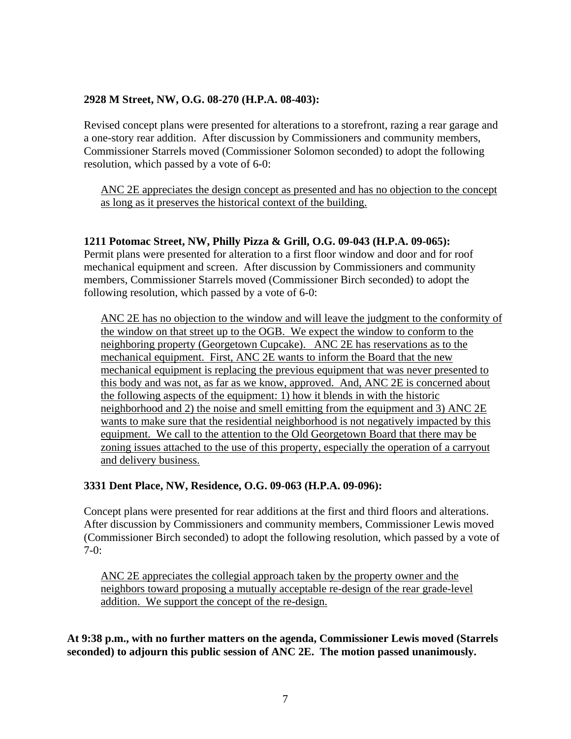**2928 M Street, NW, O.G. 08-270 (H.P.A. 08-403):**

Revised concept plans were presented for alterations to a storefront, razing a rear garage and a one-story rear addition. After discussion by Commissioners and community members, Commissioner Starrels moved (Commissioner Solomon seconded) to adopt the following resolution, which passed by a vote of 6-0:

> ANC 2E appreciates the design concept as presented and has no objection to the concept as long as it preserves the historical context of the building.

**1211 Potomac Street, NW, Philly Pizza & Grill, O.G. 09-043 (H.P.A. 09-065):**
Permit plans were presented for alteration to a first floor window and door and for roof mechanical equipment and screen. After discussion by Commissioners and community members, Commissioner Starrels moved (Commissioner Birch seconded) to adopt the following resolution, which passed by a vote of 6-0:

> ANC 2E has no objection to the window and will leave the judgment to the conformity of the window on that street up to the OGB. We expect the window to conform to the neighboring property (Georgetown Cupcake). ANC 2E has reservations as to the mechanical equipment. First, ANC 2E wants to inform the Board that the new mechanical equipment is replacing the previous equipment that was never presented to this body and was not, as far as we know, approved. And, ANC 2E is concerned about the following aspects of the equipment: 1) how it blends in with the historic neighborhood and 2) the noise and smell emitting from the equipment and 3) ANC 2E wants to make sure that the residential neighborhood is not negatively impacted by this equipment. We call to the attention to the Old Georgetown Board that there may be zoning issues attached to the use of this property, especially the operation of a carryout and delivery business.

**3331 Dent Place, NW, Residence, O.G. 09-063 (H.P.A. 09-096):**

Concept plans were presented for rear additions at the first and third floors and alterations. After discussion by Commissioners and community members, Commissioner Lewis moved (Commissioner Birch seconded) to adopt the following resolution, which passed by a vote of 7-0:

> ANC 2E appreciates the collegial approach taken by the property owner and the neighbors toward proposing a mutually acceptable re-design of the rear grade-level addition. We support the concept of the re-design.

**At 9:38 p.m., with no further matters on the agenda, Commissioner Lewis moved (Starrels seconded) to adjourn this public session of ANC 2E. The motion passed unanimously.**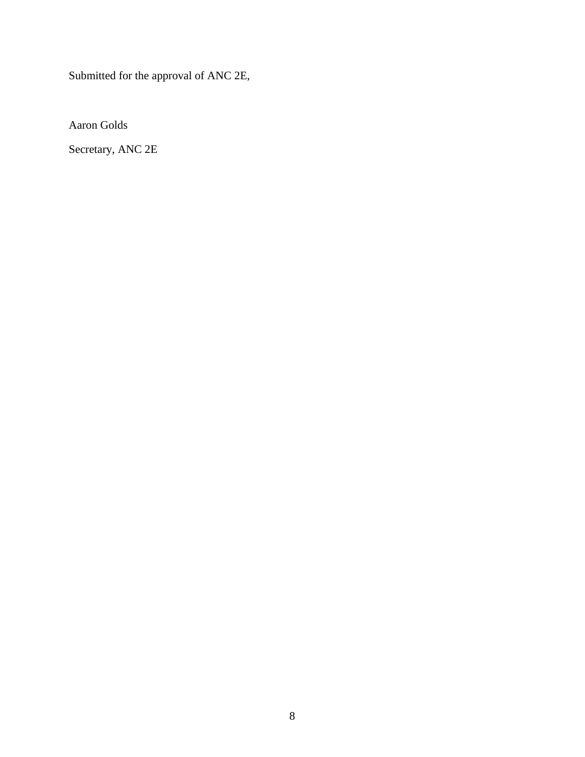Submitted for the approval of ANC 2E,

Aaron Golds

Secretary, ANC 2E